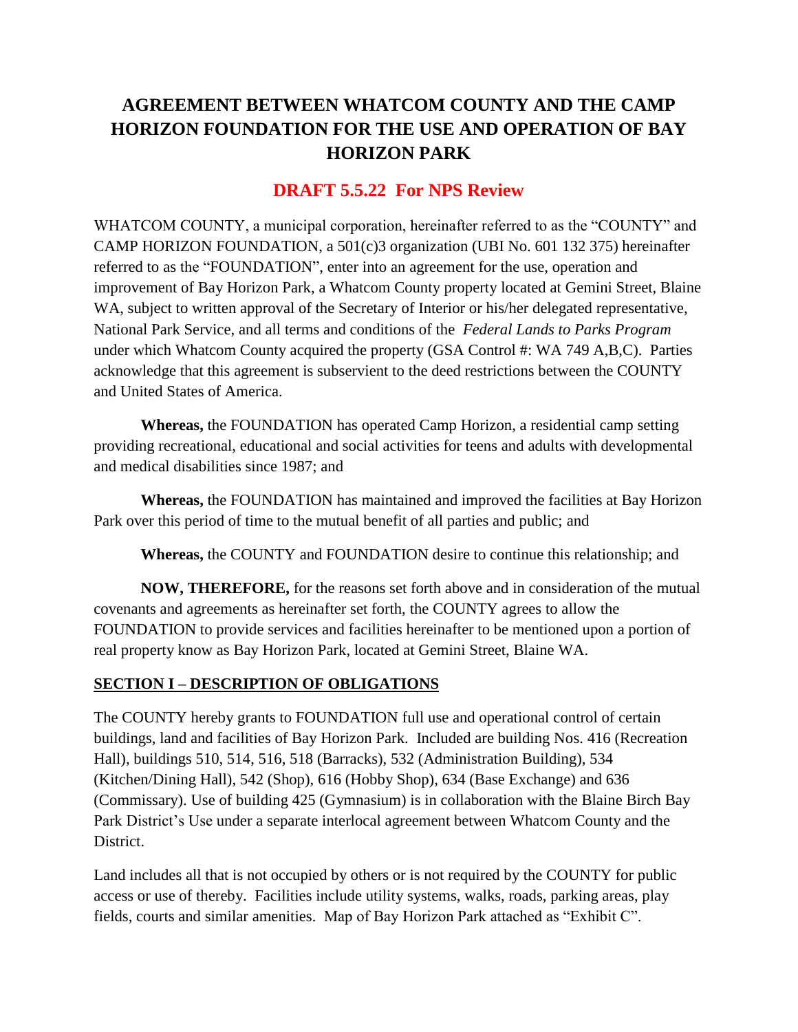# AGREEMENT BETWEEN WHATCOM COUNTY AND THE CAMP HORIZON FOUNDATION FOR THE USE AND OPERATION OF BAY HORIZON PARK

## DRAFT 5.5.22 For NPS Review

WHATCOM COUNTY, a municipal corporation, hereinafter referred to as the "COUNTY" and CAMP HORIZON FOUNDATION, a 501(c)3 organization (UBI No. 601 132 375) hereinafter referred to as the "FOUNDATION", enter into an agreement for the use, operation and improvement of Bay Horizon Park, a Whatcom County property located at Gemini Street, Blaine WA, subject to written approval of the Secretary of Interior or his/her delegated representative, National Park Service, and all terms and conditions of the *Federal Lands to Parks Program* under which Whatcom County acquired the property (GSA Control #: WA 749 A,B,C). Parties acknowledge that this agreement is subservient to the deed restrictions between the COUNTY and United States of America.

**Whereas,** the FOUNDATION has operated Camp Horizon, a residential camp setting providing recreational, educational and social activities for teens and adults with developmental and medical disabilities since 1987; and

**Whereas,** the FOUNDATION has maintained and improved the facilities at Bay Horizon Park over this period of time to the mutual benefit of all parties and public; and

**Whereas,** the COUNTY and FOUNDATION desire to continue this relationship; and

**NOW, THEREFORE,** for the reasons set forth above and in consideration of the mutual covenants and agreements as hereinafter set forth, the COUNTY agrees to allow the FOUNDATION to provide services and facilities hereinafter to be mentioned upon a portion of real property know as Bay Horizon Park, located at Gemini Street, Blaine WA.

## SECTION I – DESCRIPTION OF OBLIGATIONS

The COUNTY hereby grants to FOUNDATION full use and operational control of certain buildings, land and facilities of Bay Horizon Park. Included are building Nos. 416 (Recreation Hall), buildings 510, 514, 516, 518 (Barracks), 532 (Administration Building), 534 (Kitchen/Dining Hall), 542 (Shop), 616 (Hobby Shop), 634 (Base Exchange) and 636 (Commissary). Use of building 425 (Gymnasium) is in collaboration with the Blaine Birch Bay Park District's Use under a separate interlocal agreement between Whatcom County and the District.

Land includes all that is not occupied by others or is not required by the COUNTY for public access or use of thereby. Facilities include utility systems, walks, roads, parking areas, play fields, courts and similar amenities. Map of Bay Horizon Park attached as "Exhibit C".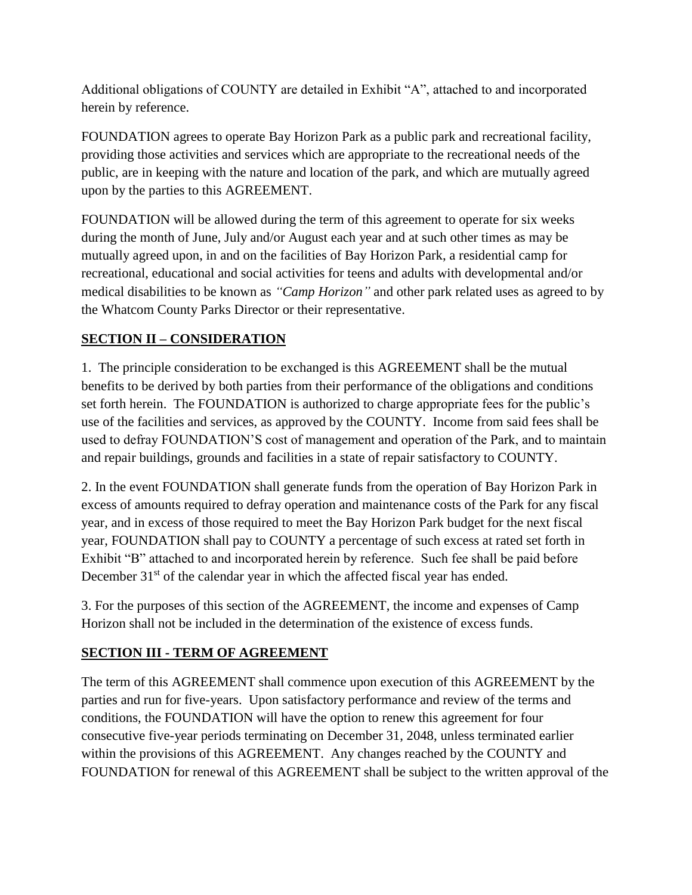Additional obligations of COUNTY are detailed in Exhibit "A", attached to and incorporated herein by reference.

FOUNDATION agrees to operate Bay Horizon Park as a public park and recreational facility, providing those activities and services which are appropriate to the recreational needs of the public, are in keeping with the nature and location of the park, and which are mutually agreed upon by the parties to this AGREEMENT.

FOUNDATION will be allowed during the term of this agreement to operate for six weeks during the month of June, July and/or August each year and at such other times as may be mutually agreed upon, in and on the facilities of Bay Horizon Park, a residential camp for recreational, educational and social activities for teens and adults with developmental and/or medical disabilities to be known as *"Camp Horizon"* and other park related uses as agreed to by the Whatcom County Parks Director or their representative.

## SECTION II – CONSIDERATION

1. The principle consideration to be exchanged is this AGREEMENT shall be the mutual benefits to be derived by both parties from their performance of the obligations and conditions set forth herein. The FOUNDATION is authorized to charge appropriate fees for the public's use of the facilities and services, as approved by the COUNTY. Income from said fees shall be used to defray FOUNDATION'S cost of management and operation of the Park, and to maintain and repair buildings, grounds and facilities in a state of repair satisfactory to COUNTY.

2. In the event FOUNDATION shall generate funds from the operation of Bay Horizon Park in excess of amounts required to defray operation and maintenance costs of the Park for any fiscal year, and in excess of those required to meet the Bay Horizon Park budget for the next fiscal year, FOUNDATION shall pay to COUNTY a percentage of such excess at rated set forth in Exhibit "B" attached to and incorporated herein by reference. Such fee shall be paid before December 31st of the calendar year in which the affected fiscal year has ended.

3. For the purposes of this section of the AGREEMENT, the income and expenses of Camp Horizon shall not be included in the determination of the existence of excess funds.

## SECTION III - TERM OF AGREEMENT

The term of this AGREEMENT shall commence upon execution of this AGREEMENT by the parties and run for five-years. Upon satisfactory performance and review of the terms and conditions, the FOUNDATION will have the option to renew this agreement for four consecutive five-year periods terminating on December 31, 2048, unless terminated earlier within the provisions of this AGREEMENT. Any changes reached by the COUNTY and FOUNDATION for renewal of this AGREEMENT shall be subject to the written approval of the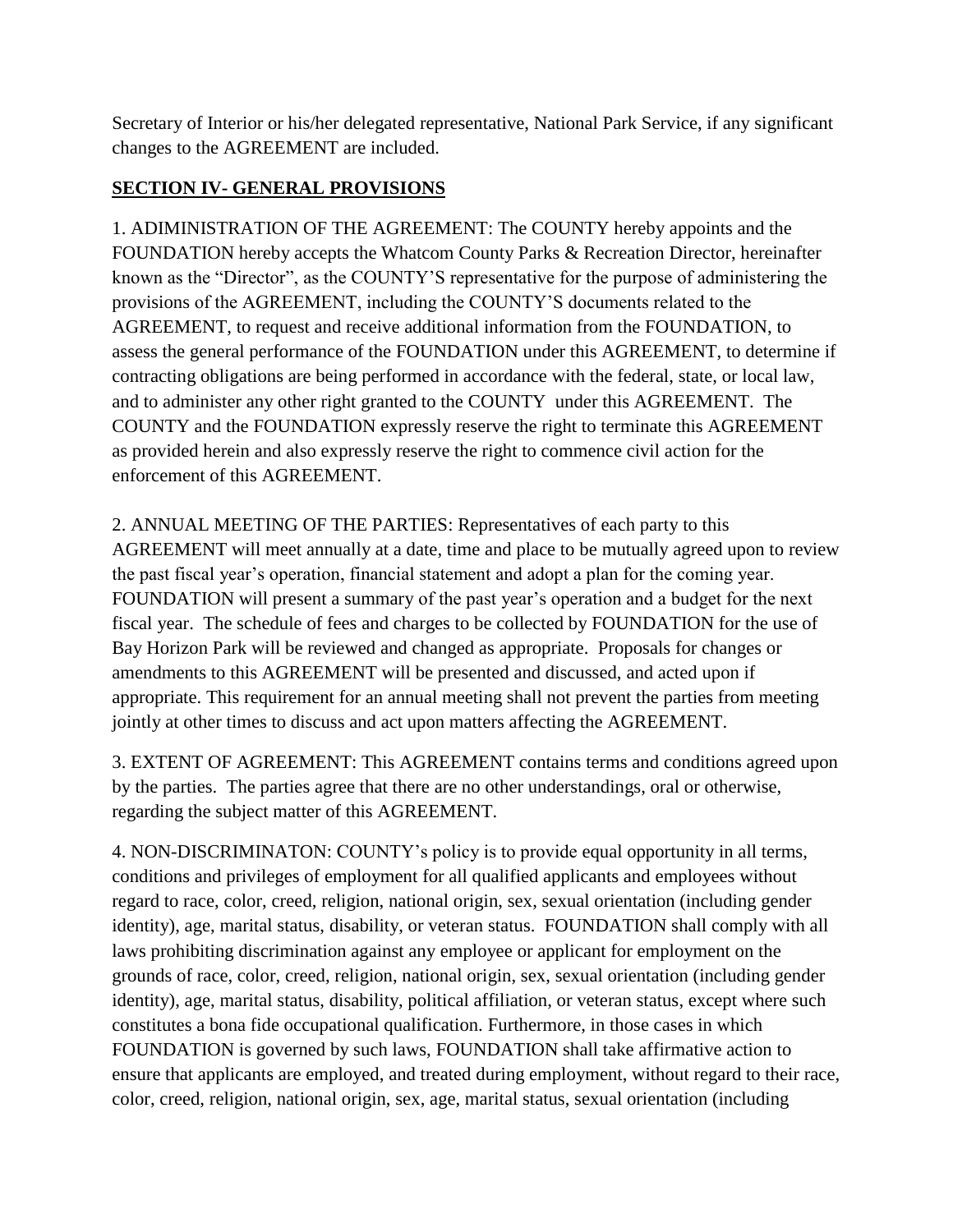Secretary of Interior or his/her delegated representative, National Park Service, if any significant changes to the AGREEMENT are included.

## SECTION IV- GENERAL PROVISIONS

1. ADIMINISTRATION OF THE AGREEMENT: The COUNTY hereby appoints and the FOUNDATION hereby accepts the Whatcom County Parks & Recreation Director, hereinafter known as the "Director", as the COUNTY'S representative for the purpose of administering the provisions of the AGREEMENT, including the COUNTY'S documents related to the AGREEMENT, to request and receive additional information from the FOUNDATION, to assess the general performance of the FOUNDATION under this AGREEMENT, to determine if contracting obligations are being performed in accordance with the federal, state, or local law, and to administer any other right granted to the COUNTY under this AGREEMENT. The COUNTY and the FOUNDATION expressly reserve the right to terminate this AGREEMENT as provided herein and also expressly reserve the right to commence civil action for the enforcement of this AGREEMENT.

2. ANNUAL MEETING OF THE PARTIES: Representatives of each party to this AGREEMENT will meet annually at a date, time and place to be mutually agreed upon to review the past fiscal year's operation, financial statement and adopt a plan for the coming year. FOUNDATION will present a summary of the past year's operation and a budget for the next fiscal year. The schedule of fees and charges to be collected by FOUNDATION for the use of Bay Horizon Park will be reviewed and changed as appropriate. Proposals for changes or amendments to this AGREEMENT will be presented and discussed, and acted upon if appropriate. This requirement for an annual meeting shall not prevent the parties from meeting jointly at other times to discuss and act upon matters affecting the AGREEMENT.

3. EXTENT OF AGREEMENT: This AGREEMENT contains terms and conditions agreed upon by the parties. The parties agree that there are no other understandings, oral or otherwise, regarding the subject matter of this AGREEMENT.

4. NON-DISCRIMINATON: COUNTY's policy is to provide equal opportunity in all terms, conditions and privileges of employment for all qualified applicants and employees without regard to race, color, creed, religion, national origin, sex, sexual orientation (including gender identity), age, marital status, disability, or veteran status. FOUNDATION shall comply with all laws prohibiting discrimination against any employee or applicant for employment on the grounds of race, color, creed, religion, national origin, sex, sexual orientation (including gender identity), age, marital status, disability, political affiliation, or veteran status, except where such constitutes a bona fide occupational qualification. Furthermore, in those cases in which FOUNDATION is governed by such laws, FOUNDATION shall take affirmative action to ensure that applicants are employed, and treated during employment, without regard to their race, color, creed, religion, national origin, sex, age, marital status, sexual orientation (including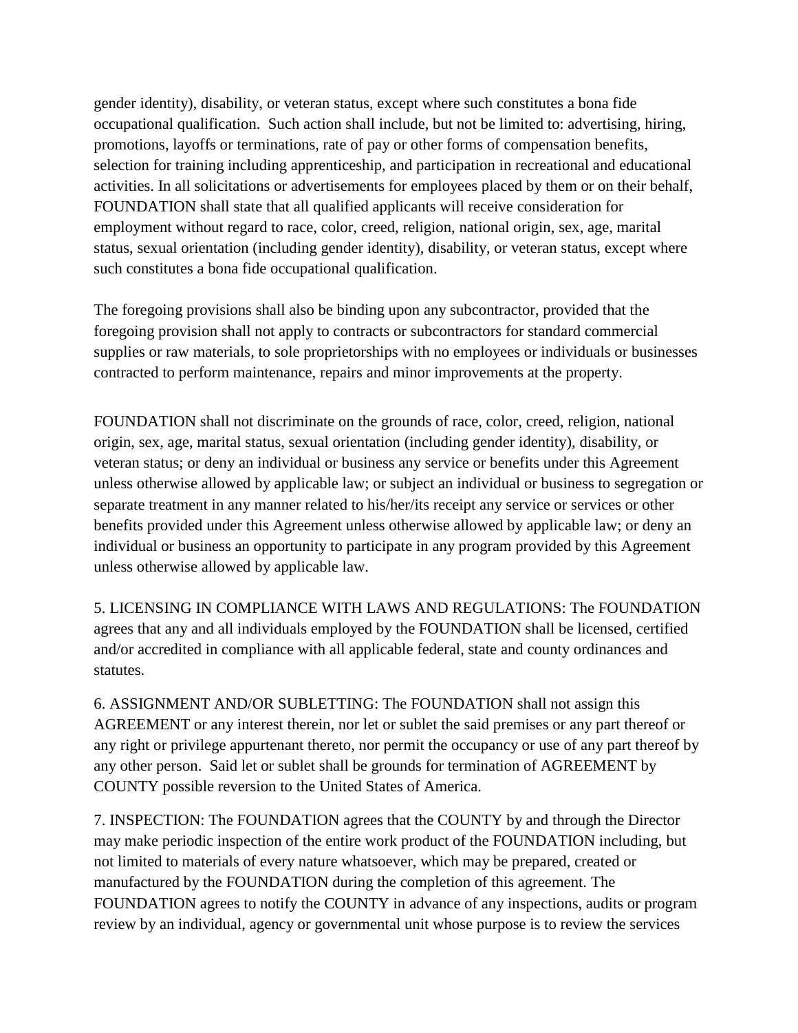gender identity), disability, or veteran status, except where such constitutes a bona fide occupational qualification. Such action shall include, but not be limited to: advertising, hiring, promotions, layoffs or terminations, rate of pay or other forms of compensation benefits, selection for training including apprenticeship, and participation in recreational and educational activities. In all solicitations or advertisements for employees placed by them or on their behalf, FOUNDATION shall state that all qualified applicants will receive consideration for employment without regard to race, color, creed, religion, national origin, sex, age, marital status, sexual orientation (including gender identity), disability, or veteran status, except where such constitutes a bona fide occupational qualification.

The foregoing provisions shall also be binding upon any subcontractor, provided that the foregoing provision shall not apply to contracts or subcontractors for standard commercial supplies or raw materials, to sole proprietorships with no employees or individuals or businesses contracted to perform maintenance, repairs and minor improvements at the property.

FOUNDATION shall not discriminate on the grounds of race, color, creed, religion, national origin, sex, age, marital status, sexual orientation (including gender identity), disability, or veteran status; or deny an individual or business any service or benefits under this Agreement unless otherwise allowed by applicable law; or subject an individual or business to segregation or separate treatment in any manner related to his/her/its receipt any service or services or other benefits provided under this Agreement unless otherwise allowed by applicable law; or deny an individual or business an opportunity to participate in any program provided by this Agreement unless otherwise allowed by applicable law.

5. LICENSING IN COMPLIANCE WITH LAWS AND REGULATIONS: The FOUNDATION agrees that any and all individuals employed by the FOUNDATION shall be licensed, certified and/or accredited in compliance with all applicable federal, state and county ordinances and statutes.

6. ASSIGNMENT AND/OR SUBLETTING: The FOUNDATION shall not assign this AGREEMENT or any interest therein, nor let or sublet the said premises or any part thereof or any right or privilege appurtenant thereto, nor permit the occupancy or use of any part thereof by any other person. Said let or sublet shall be grounds for termination of AGREEMENT by COUNTY possible reversion to the United States of America.

7. INSPECTION: The FOUNDATION agrees that the COUNTY by and through the Director may make periodic inspection of the entire work product of the FOUNDATION including, but not limited to materials of every nature whatsoever, which may be prepared, created or manufactured by the FOUNDATION during the completion of this agreement. The FOUNDATION agrees to notify the COUNTY in advance of any inspections, audits or program review by an individual, agency or governmental unit whose purpose is to review the services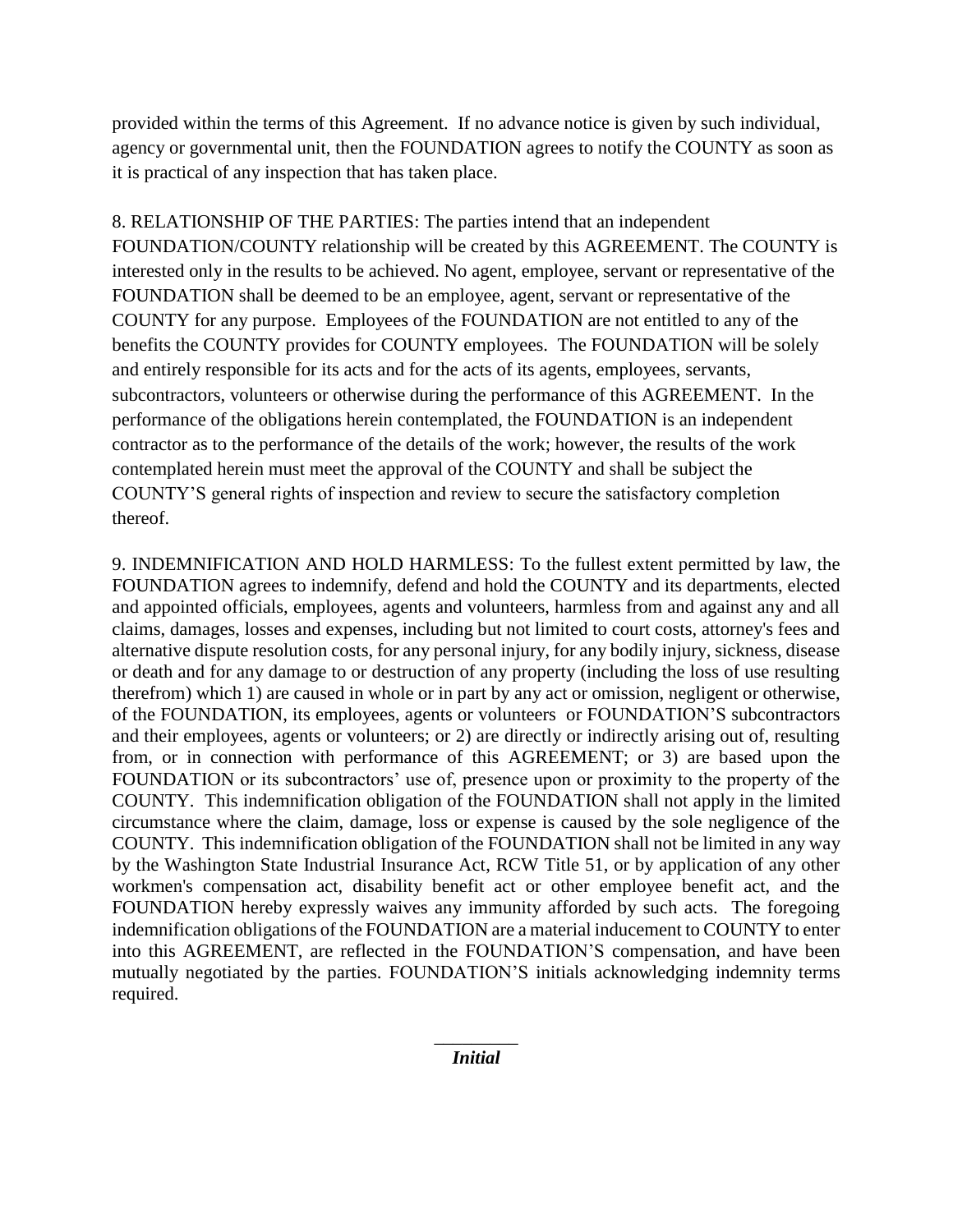provided within the terms of this Agreement. If no advance notice is given by such individual, agency or governmental unit, then the FOUNDATION agrees to notify the COUNTY as soon as it is practical of any inspection that has taken place.

8. RELATIONSHIP OF THE PARTIES: The parties intend that an independent FOUNDATION/COUNTY relationship will be created by this AGREEMENT. The COUNTY is interested only in the results to be achieved. No agent, employee, servant or representative of the FOUNDATION shall be deemed to be an employee, agent, servant or representative of the COUNTY for any purpose. Employees of the FOUNDATION are not entitled to any of the benefits the COUNTY provides for COUNTY employees. The FOUNDATION will be solely and entirely responsible for its acts and for the acts of its agents, employees, servants, subcontractors, volunteers or otherwise during the performance of this AGREEMENT. In the performance of the obligations herein contemplated, the FOUNDATION is an independent contractor as to the performance of the details of the work; however, the results of the work contemplated herein must meet the approval of the COUNTY and shall be subject the COUNTY'S general rights of inspection and review to secure the satisfactory completion thereof.

9. INDEMNIFICATION AND HOLD HARMLESS: To the fullest extent permitted by law, the FOUNDATION agrees to indemnify, defend and hold the COUNTY and its departments, elected and appointed officials, employees, agents and volunteers, harmless from and against any and all claims, damages, losses and expenses, including but not limited to court costs, attorney's fees and alternative dispute resolution costs, for any personal injury, for any bodily injury, sickness, disease or death and for any damage to or destruction of any property (including the loss of use resulting therefrom) which 1) are caused in whole or in part by any act or omission, negligent or otherwise, of the FOUNDATION, its employees, agents or volunteers or FOUNDATION'S subcontractors and their employees, agents or volunteers; or 2) are directly or indirectly arising out of, resulting from, or in connection with performance of this AGREEMENT; or 3) are based upon the FOUNDATION or its subcontractors' use of, presence upon or proximity to the property of the COUNTY. This indemnification obligation of the FOUNDATION shall not apply in the limited circumstance where the claim, damage, loss or expense is caused by the sole negligence of the COUNTY. This indemnification obligation of the FOUNDATION shall not be limited in any way by the Washington State Industrial Insurance Act, RCW Title 51, or by application of any other workmen's compensation act, disability benefit act or other employee benefit act, and the FOUNDATION hereby expressly waives any immunity afforded by such acts. The foregoing indemnification obligations of the FOUNDATION are a material inducement to COUNTY to enter into this AGREEMENT, are reflected in the FOUNDATION'S compensation, and have been mutually negotiated by the parties. FOUNDATION'S initials acknowledging indemnity terms required.

_________
***Initial***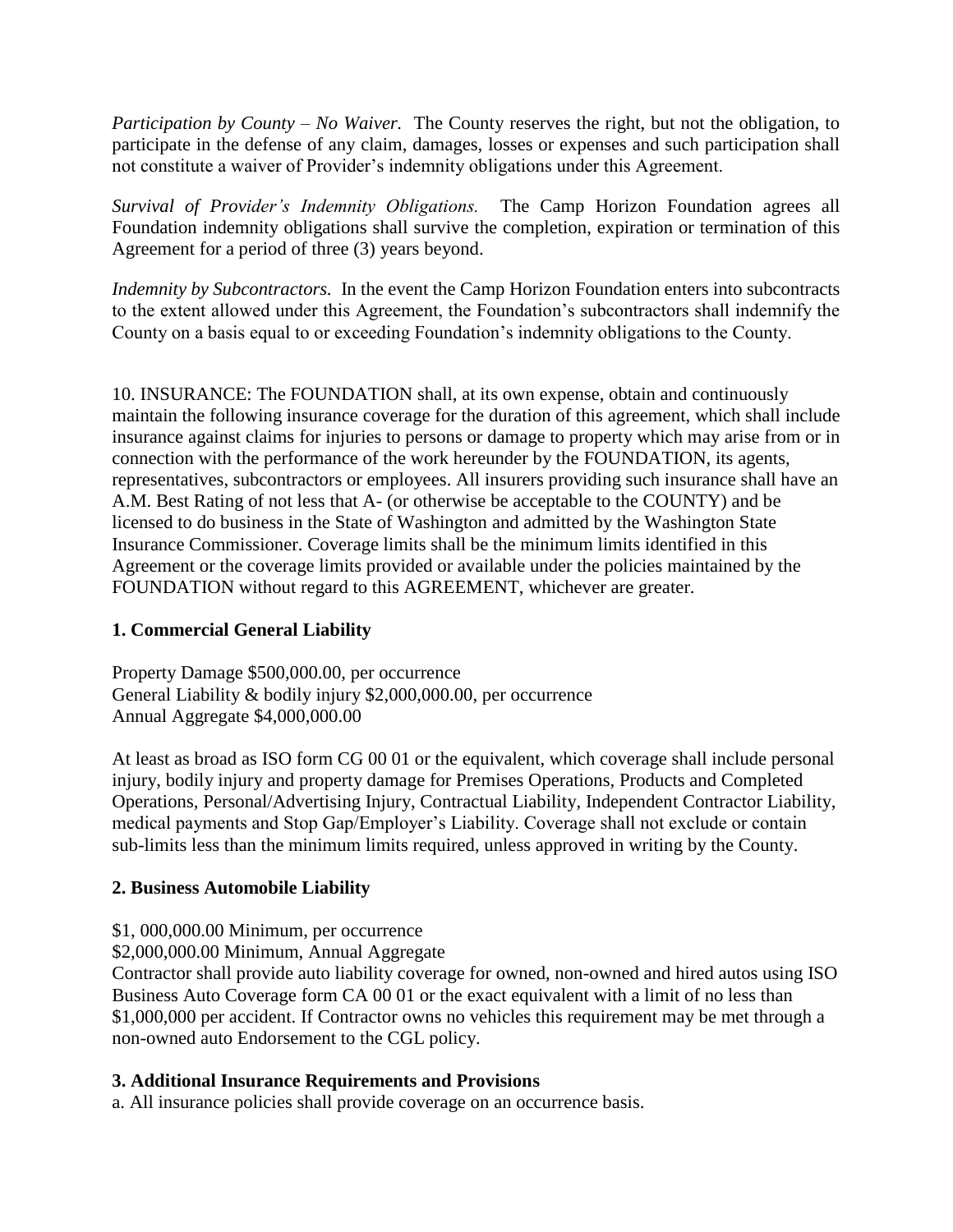*Participation by County – No Waiver.* The County reserves the right, but not the obligation, to participate in the defense of any claim, damages, losses or expenses and such participation shall not constitute a waiver of Provider's indemnity obligations under this Agreement.

*Survival of Provider's Indemnity Obligations.* The Camp Horizon Foundation agrees all Foundation indemnity obligations shall survive the completion, expiration or termination of this Agreement for a period of three (3) years beyond.

*Indemnity by Subcontractors.* In the event the Camp Horizon Foundation enters into subcontracts to the extent allowed under this Agreement, the Foundation's subcontractors shall indemnify the County on a basis equal to or exceeding Foundation's indemnity obligations to the County.

10. INSURANCE: The FOUNDATION shall, at its own expense, obtain and continuously maintain the following insurance coverage for the duration of this agreement, which shall include insurance against claims for injuries to persons or damage to property which may arise from or in connection with the performance of the work hereunder by the FOUNDATION, its agents, representatives, subcontractors or employees. All insurers providing such insurance shall have an A.M. Best Rating of not less that A- (or otherwise be acceptable to the COUNTY) and be licensed to do business in the State of Washington and admitted by the Washington State Insurance Commissioner. Coverage limits shall be the minimum limits identified in this Agreement or the coverage limits provided or available under the policies maintained by the FOUNDATION without regard to this AGREEMENT, whichever are greater.

**1. Commercial General Liability**

Property Damage $500,000.00, per occurrence
General Liability & bodily injury $2,000,000.00, per occurrence
Annual Aggregate $4,000,000.00

At least as broad as ISO form CG 00 01 or the equivalent, which coverage shall include personal injury, bodily injury and property damage for Premises Operations, Products and Completed Operations, Personal/Advertising Injury, Contractual Liability, Independent Contractor Liability, medical payments and Stop Gap/Employer's Liability. Coverage shall not exclude or contain sub-limits less than the minimum limits required, unless approved in writing by the County.

**2. Business Automobile Liability**

$1, 000,000.00 Minimum, per occurrence
$2,000,000.00 Minimum, Annual Aggregate
Contractor shall provide auto liability coverage for owned, non-owned and hired autos using ISO Business Auto Coverage form CA 00 01 or the exact equivalent with a limit of no less than $1,000,000 per accident. If Contractor owns no vehicles this requirement may be met through a non-owned auto Endorsement to the CGL policy.

**3. Additional Insurance Requirements and Provisions**

a. All insurance policies shall provide coverage on an occurrence basis.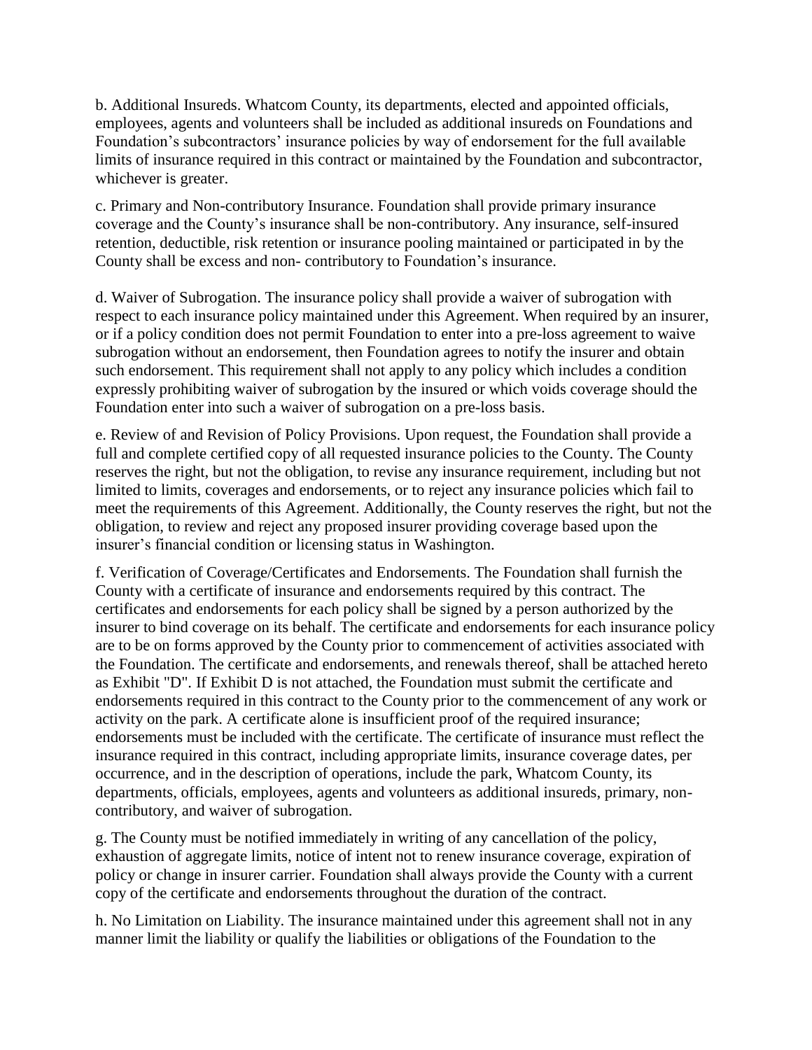b. Additional Insureds. Whatcom County, its departments, elected and appointed officials, employees, agents and volunteers shall be included as additional insureds on Foundations and Foundation's subcontractors' insurance policies by way of endorsement for the full available limits of insurance required in this contract or maintained by the Foundation and subcontractor, whichever is greater.

c. Primary and Non-contributory Insurance. Foundation shall provide primary insurance coverage and the County's insurance shall be non-contributory. Any insurance, self-insured retention, deductible, risk retention or insurance pooling maintained or participated in by the County shall be excess and non- contributory to Foundation's insurance.

d. Waiver of Subrogation. The insurance policy shall provide a waiver of subrogation with respect to each insurance policy maintained under this Agreement. When required by an insurer, or if a policy condition does not permit Foundation to enter into a pre-loss agreement to waive subrogation without an endorsement, then Foundation agrees to notify the insurer and obtain such endorsement. This requirement shall not apply to any policy which includes a condition expressly prohibiting waiver of subrogation by the insured or which voids coverage should the Foundation enter into such a waiver of subrogation on a pre-loss basis.

e. Review of and Revision of Policy Provisions. Upon request, the Foundation shall provide a full and complete certified copy of all requested insurance policies to the County. The County reserves the right, but not the obligation, to revise any insurance requirement, including but not limited to limits, coverages and endorsements, or to reject any insurance policies which fail to meet the requirements of this Agreement. Additionally, the County reserves the right, but not the obligation, to review and reject any proposed insurer providing coverage based upon the insurer's financial condition or licensing status in Washington.

f. Verification of Coverage/Certificates and Endorsements. The Foundation shall furnish the County with a certificate of insurance and endorsements required by this contract. The certificates and endorsements for each policy shall be signed by a person authorized by the insurer to bind coverage on its behalf. The certificate and endorsements for each insurance policy are to be on forms approved by the County prior to commencement of activities associated with the Foundation. The certificate and endorsements, and renewals thereof, shall be attached hereto as Exhibit "D". If Exhibit D is not attached, the Foundation must submit the certificate and endorsements required in this contract to the County prior to the commencement of any work or activity on the park. A certificate alone is insufficient proof of the required insurance; endorsements must be included with the certificate. The certificate of insurance must reflect the insurance required in this contract, including appropriate limits, insurance coverage dates, per occurrence, and in the description of operations, include the park, Whatcom County, its departments, officials, employees, agents and volunteers as additional insureds, primary, non-contributory, and waiver of subrogation.

g. The County must be notified immediately in writing of any cancellation of the policy, exhaustion of aggregate limits, notice of intent not to renew insurance coverage, expiration of policy or change in insurer carrier. Foundation shall always provide the County with a current copy of the certificate and endorsements throughout the duration of the contract.

h. No Limitation on Liability. The insurance maintained under this agreement shall not in any manner limit the liability or qualify the liabilities or obligations of the Foundation to the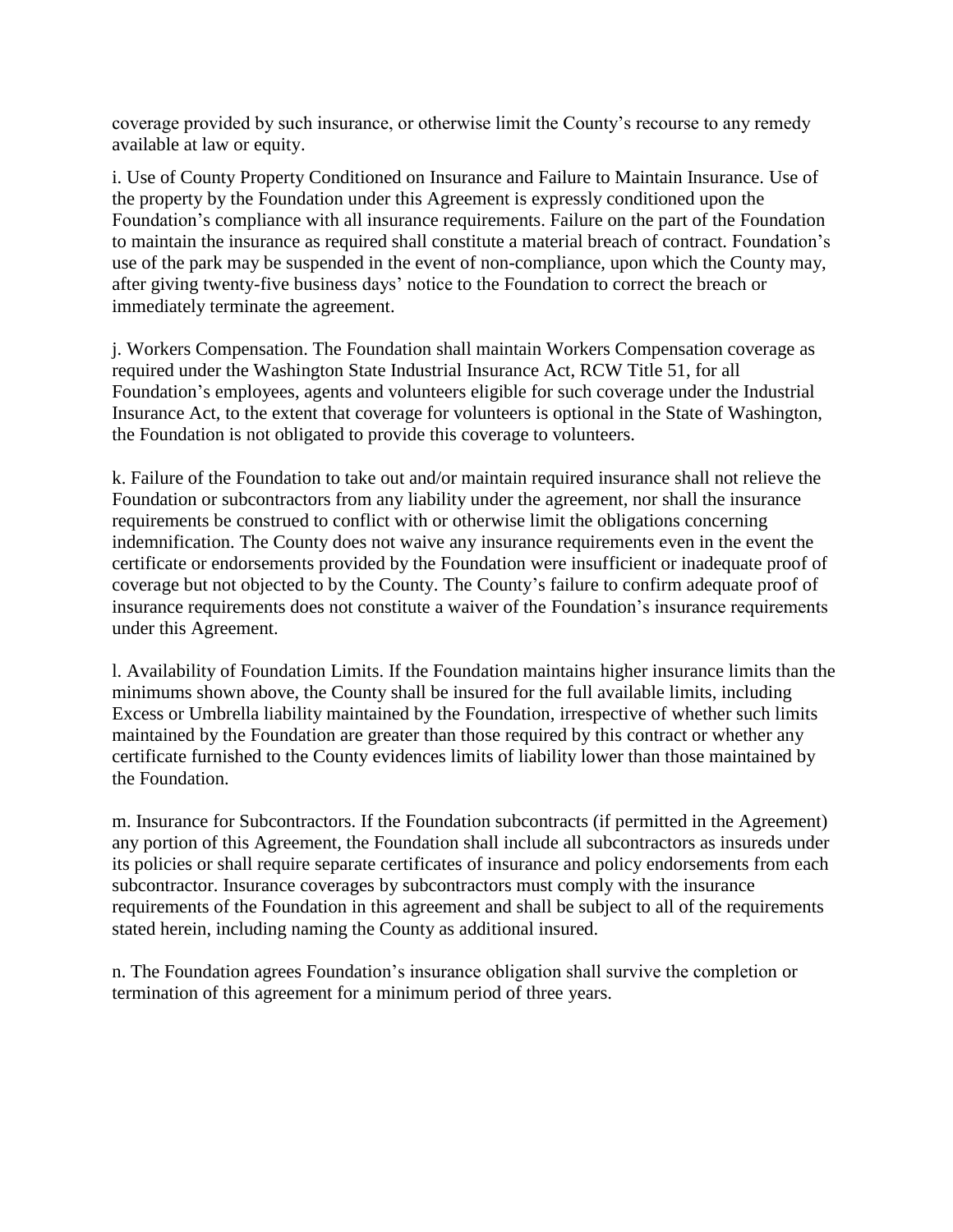coverage provided by such insurance, or otherwise limit the County's recourse to any remedy available at law or equity.

i. Use of County Property Conditioned on Insurance and Failure to Maintain Insurance. Use of the property by the Foundation under this Agreement is expressly conditioned upon the Foundation's compliance with all insurance requirements. Failure on the part of the Foundation to maintain the insurance as required shall constitute a material breach of contract. Foundation's use of the park may be suspended in the event of non-compliance, upon which the County may, after giving twenty-five business days' notice to the Foundation to correct the breach or immediately terminate the agreement.

j. Workers Compensation. The Foundation shall maintain Workers Compensation coverage as required under the Washington State Industrial Insurance Act, RCW Title 51, for all Foundation's employees, agents and volunteers eligible for such coverage under the Industrial Insurance Act, to the extent that coverage for volunteers is optional in the State of Washington, the Foundation is not obligated to provide this coverage to volunteers.

k. Failure of the Foundation to take out and/or maintain required insurance shall not relieve the Foundation or subcontractors from any liability under the agreement, nor shall the insurance requirements be construed to conflict with or otherwise limit the obligations concerning indemnification. The County does not waive any insurance requirements even in the event the certificate or endorsements provided by the Foundation were insufficient or inadequate proof of coverage but not objected to by the County. The County's failure to confirm adequate proof of insurance requirements does not constitute a waiver of the Foundation's insurance requirements under this Agreement.

l. Availability of Foundation Limits. If the Foundation maintains higher insurance limits than the minimums shown above, the County shall be insured for the full available limits, including Excess or Umbrella liability maintained by the Foundation, irrespective of whether such limits maintained by the Foundation are greater than those required by this contract or whether any certificate furnished to the County evidences limits of liability lower than those maintained by the Foundation.

m. Insurance for Subcontractors. If the Foundation subcontracts (if permitted in the Agreement) any portion of this Agreement, the Foundation shall include all subcontractors as insureds under its policies or shall require separate certificates of insurance and policy endorsements from each subcontractor. Insurance coverages by subcontractors must comply with the insurance requirements of the Foundation in this agreement and shall be subject to all of the requirements stated herein, including naming the County as additional insured.

n. The Foundation agrees Foundation's insurance obligation shall survive the completion or termination of this agreement for a minimum period of three years.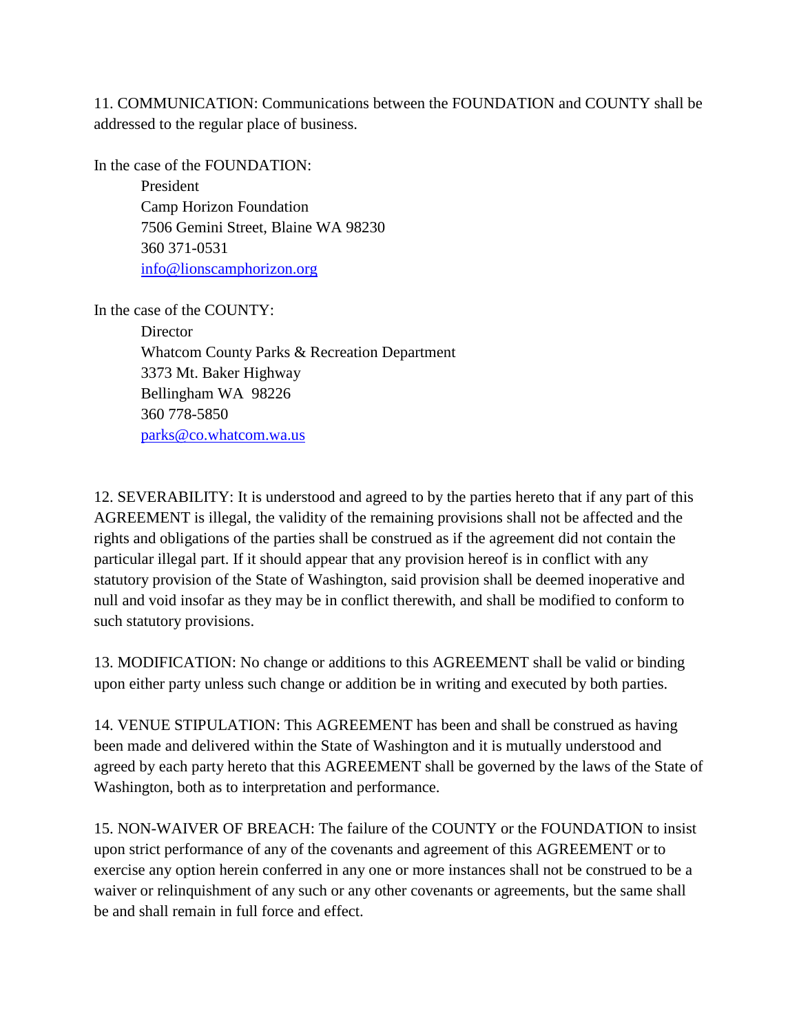11. COMMUNICATION: Communications between the FOUNDATION and COUNTY shall be addressed to the regular place of business.

In the case of the FOUNDATION:

> President
> Camp Horizon Foundation
> 7506 Gemini Street, Blaine WA 98230
> 360 371-0531
> info@lionscamphorizon.org

In the case of the COUNTY:

> Director
> Whatcom County Parks & Recreation Department
> 3373 Mt. Baker Highway
> Bellingham WA  98226
> 360 778-5850
> parks@co.whatcom.wa.us

12. SEVERABILITY: It is understood and agreed to by the parties hereto that if any part of this AGREEMENT is illegal, the validity of the remaining provisions shall not be affected and the rights and obligations of the parties shall be construed as if the agreement did not contain the particular illegal part. If it should appear that any provision hereof is in conflict with any statutory provision of the State of Washington, said provision shall be deemed inoperative and null and void insofar as they may be in conflict therewith, and shall be modified to conform to such statutory provisions.

13. MODIFICATION: No change or additions to this AGREEMENT shall be valid or binding upon either party unless such change or addition be in writing and executed by both parties.

14. VENUE STIPULATION: This AGREEMENT has been and shall be construed as having been made and delivered within the State of Washington and it is mutually understood and agreed by each party hereto that this AGREEMENT shall be governed by the laws of the State of Washington, both as to interpretation and performance.

15. NON-WAIVER OF BREACH: The failure of the COUNTY or the FOUNDATION to insist upon strict performance of any of the covenants and agreement of this AGREEMENT or to exercise any option herein conferred in any one or more instances shall not be construed to be a waiver or relinquishment of any such or any other covenants or agreements, but the same shall be and shall remain in full force and effect.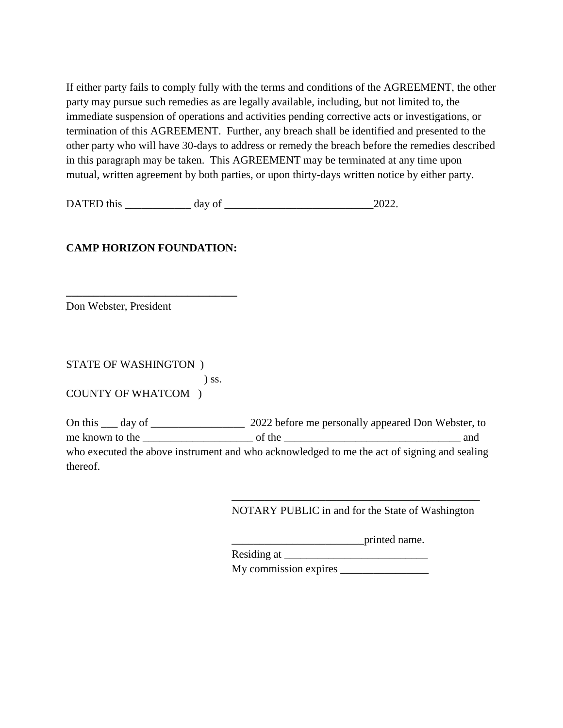If either party fails to comply fully with the terms and conditions of the AGREEMENT, the other party may pursue such remedies as are legally available, including, but not limited to, the immediate suspension of operations and activities pending corrective acts or investigations, or termination of this AGREEMENT. Further, any breach shall be identified and presented to the other party who will have 30-days to address or remedy the breach before the remedies described in this paragraph may be taken. This AGREEMENT may be terminated at any time upon mutual, written agreement by both parties, or upon thirty-days written notice by either party.

DATED this ____________ day of ___________________________2022.

**CAMP HORIZON FOUNDATION:**

_______________________________

Don Webster, President

STATE OF WASHINGTON )
) ss.
COUNTY OF WHATCOM )

On this ___ day of _________________ 2022 before me personally appeared Don Webster, to me known to the ____________________ of the ________________________________ and who executed the above instrument and who acknowledged to me the act of signing and sealing thereof.

______________________________________________

NOTARY PUBLIC in and for the State of Washington

________________________printed name.

Residing at __________________________

My commission expires ________________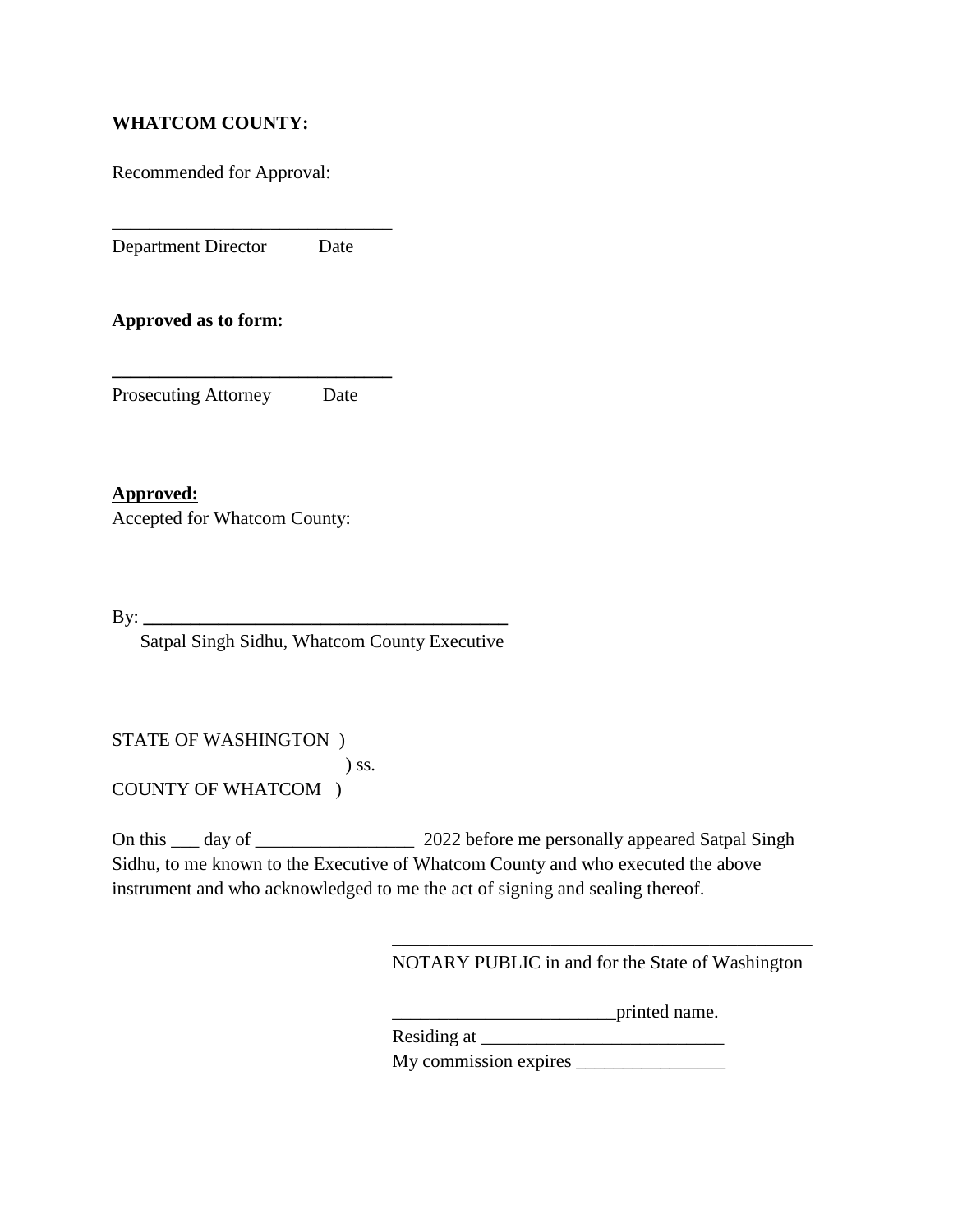**WHATCOM COUNTY:**

Recommended for Approval:

_____________________________
Department Director Date

**Approved as to form:**

_____________________________
Prosecuting Attorney Date

**<u>Approved:</u>**
Accepted for Whatcom County:

By: ________________________________________
Satpal Singh Sidhu, Whatcom County Executive

STATE OF WASHINGTON )
) ss.
COUNTY OF WHATCOM )

On this ___ day of _________________ 2022 before me personally appeared Satpal Singh Sidhu, to me known to the Executive of Whatcom County and who executed the above instrument and who acknowledged to me the act of signing and sealing thereof.

_____________________________________________
NOTARY PUBLIC in and for the State of Washington

_______________________printed name.
Residing at _________________________
My commission expires ________________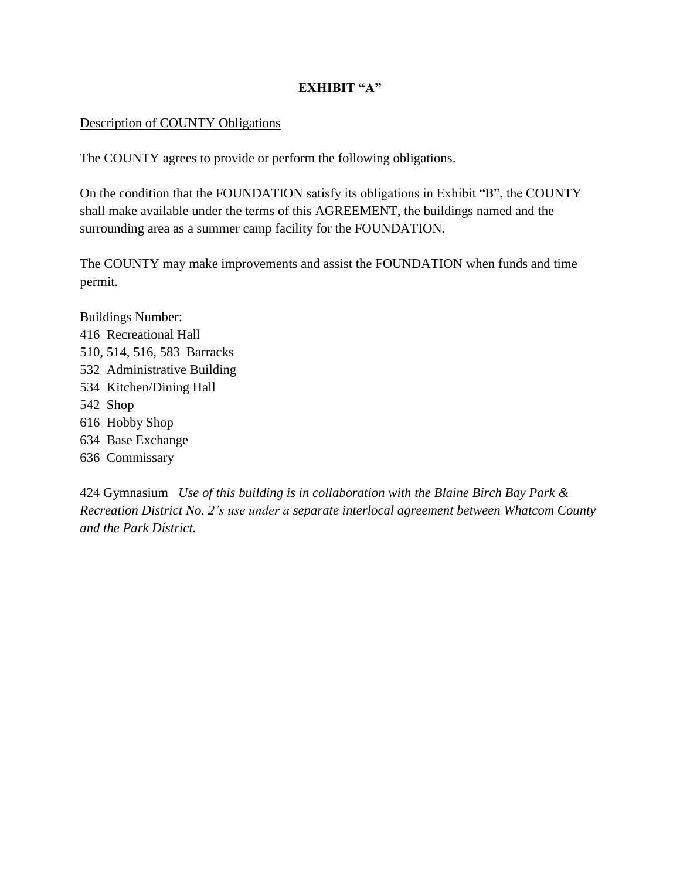# EXHIBIT "A"

<u>Description of COUNTY Obligations</u>

The COUNTY agrees to provide or perform the following obligations.

On the condition that the FOUNDATION satisfy its obligations in Exhibit "B", the COUNTY shall make available under the terms of this AGREEMENT, the buildings named and the surrounding area as a summer camp facility for the FOUNDATION.

The COUNTY may make improvements and assist the FOUNDATION when funds and time permit.

Buildings Number:
416 Recreational Hall
510, 514, 516, 583 Barracks
532 Administrative Building
534 Kitchen/Dining Hall
542 Shop
616 Hobby Shop
634 Base Exchange
636 Commissary

424 Gymnasium *Use of this building is in collaboration with the Blaine Birch Bay Park & Recreation District No. 2's use under a separate interlocal agreement between Whatcom County and the Park District.*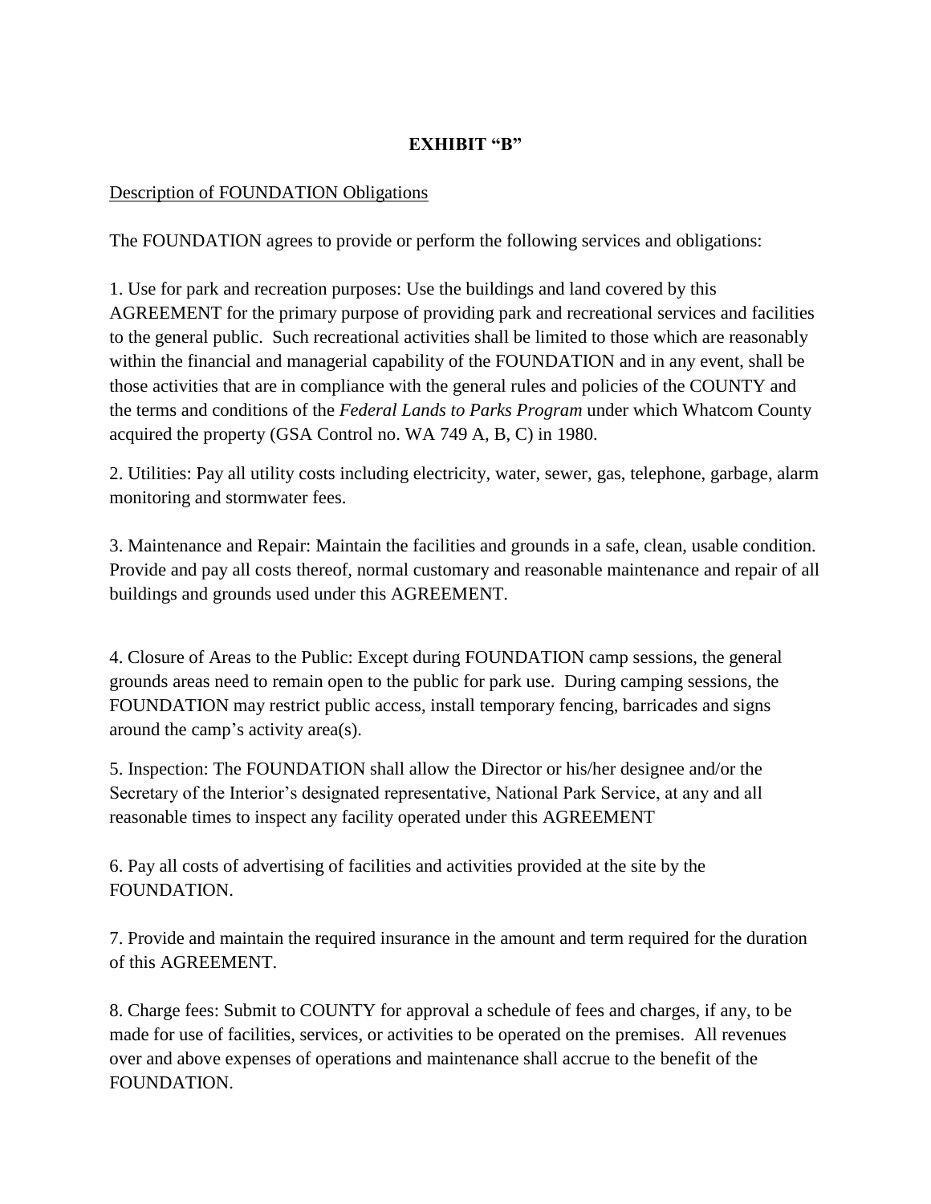**EXHIBIT "B"**

<u>Description of FOUNDATION Obligations</u>

The FOUNDATION agrees to provide or perform the following services and obligations:

1. Use for park and recreation purposes: Use the buildings and land covered by this AGREEMENT for the primary purpose of providing park and recreational services and facilities to the general public. Such recreational activities shall be limited to those which are reasonably within the financial and managerial capability of the FOUNDATION and in any event, shall be those activities that are in compliance with the general rules and policies of the COUNTY and the terms and conditions of the *Federal Lands to Parks Program* under which Whatcom County acquired the property (GSA Control no. WA 749 A, B, C) in 1980.

2. Utilities: Pay all utility costs including electricity, water, sewer, gas, telephone, garbage, alarm monitoring and stormwater fees.

3. Maintenance and Repair: Maintain the facilities and grounds in a safe, clean, usable condition. Provide and pay all costs thereof, normal customary and reasonable maintenance and repair of all buildings and grounds used under this AGREEMENT.

4. Closure of Areas to the Public: Except during FOUNDATION camp sessions, the general grounds areas need to remain open to the public for park use. During camping sessions, the FOUNDATION may restrict public access, install temporary fencing, barricades and signs around the camp's activity area(s).

5. Inspection: The FOUNDATION shall allow the Director or his/her designee and/or the Secretary of the Interior's designated representative, National Park Service, at any and all reasonable times to inspect any facility operated under this AGREEMENT

6. Pay all costs of advertising of facilities and activities provided at the site by the FOUNDATION.

7. Provide and maintain the required insurance in the amount and term required for the duration of this AGREEMENT.

8. Charge fees: Submit to COUNTY for approval a schedule of fees and charges, if any, to be made for use of facilities, services, or activities to be operated on the premises. All revenues over and above expenses of operations and maintenance shall accrue to the benefit of the FOUNDATION.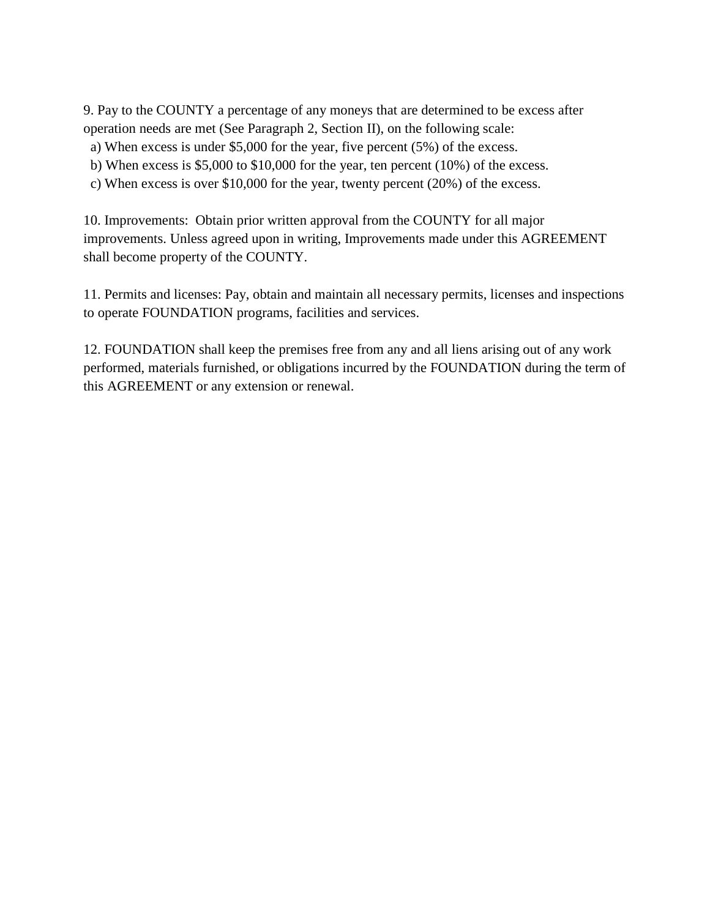9. Pay to the COUNTY a percentage of any moneys that are determined to be excess after operation needs are met (See Paragraph 2, Section II), on the following scale:

a) When excess is under $5,000 for the year, five percent (5%) of the excess.
b) When excess is $5,000 to $10,000 for the year, ten percent (10%) of the excess.
c) When excess is over $10,000 for the year, twenty percent (20%) of the excess.

10. Improvements: Obtain prior written approval from the COUNTY for all major improvements. Unless agreed upon in writing, Improvements made under this AGREEMENT shall become property of the COUNTY.

11. Permits and licenses: Pay, obtain and maintain all necessary permits, licenses and inspections to operate FOUNDATION programs, facilities and services.

12. FOUNDATION shall keep the premises free from any and all liens arising out of any work performed, materials furnished, or obligations incurred by the FOUNDATION during the term of this AGREEMENT or any extension or renewal.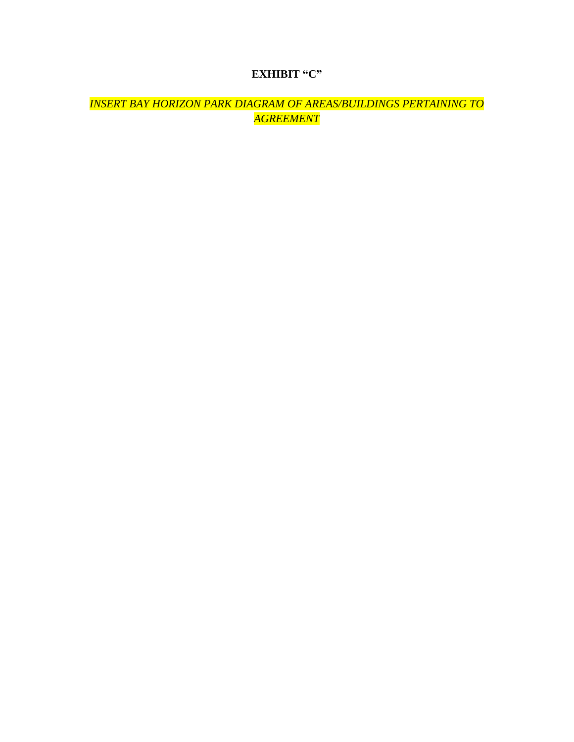**EXHIBIT "C"**

*INSERT BAY HORIZON PARK DIAGRAM OF AREAS/BUILDINGS PERTAINING TO AGREEMENT*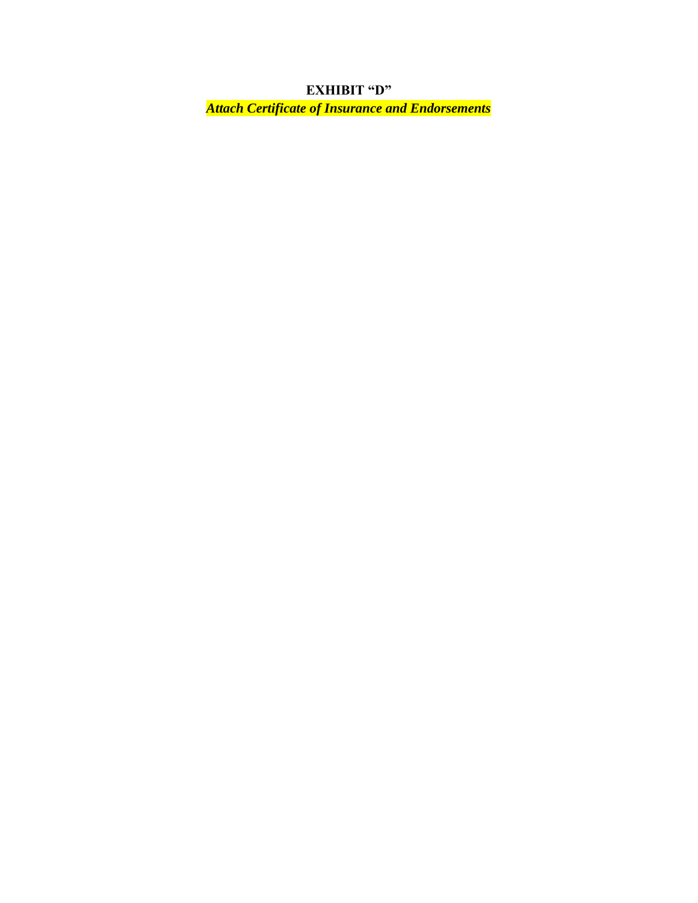**EXHIBIT "D"**

***Attach Certificate of Insurance and Endorsements***